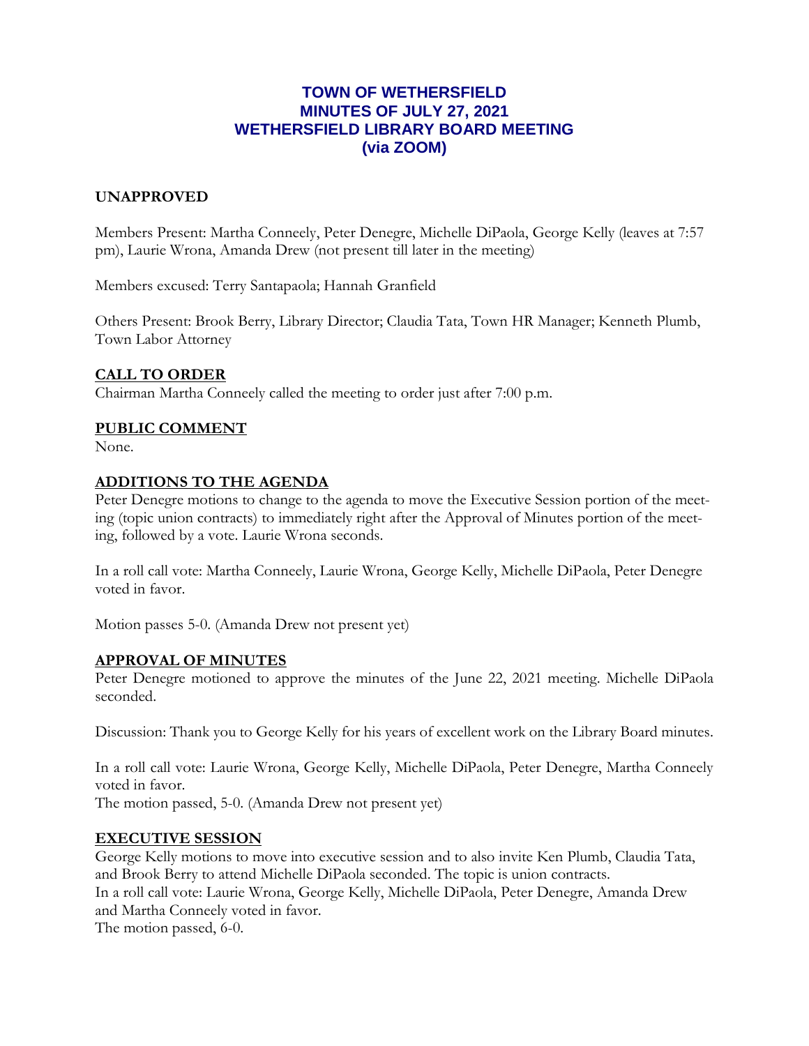# TOWN OF WETHERSFIELD
# MINUTES OF JULY 27, 2021
# WETHERSFIELD LIBRARY BOARD MEETING
# (via ZOOM)

**UNAPPROVED**

Members Present: Martha Conneely, Peter Denegre, Michelle DiPaola, George Kelly (leaves at 7:57 pm), Laurie Wrona, Amanda Drew (not present till later in the meeting)

Members excused: Terry Santapaola; Hannah Granfield

Others Present: Brook Berry, Library Director; Claudia Tata, Town HR Manager; Kenneth Plumb, Town Labor Attorney

## CALL TO ORDER

Chairman Martha Conneely called the meeting to order just after 7:00 p.m.

## PUBLIC COMMENT

None.

## ADDITIONS TO THE AGENDA

Peter Denegre motions to change to the agenda to move the Executive Session portion of the meeting (topic union contracts) to immediately right after the Approval of Minutes portion of the meeting, followed by a vote. Laurie Wrona seconds.

In a roll call vote: Martha Conneely, Laurie Wrona, George Kelly, Michelle DiPaola, Peter Denegre voted in favor.

Motion passes 5-0. (Amanda Drew not present yet)

## APPROVAL OF MINUTES

Peter Denegre motioned to approve the minutes of the June 22, 2021 meeting. Michelle DiPaola seconded.

Discussion: Thank you to George Kelly for his years of excellent work on the Library Board minutes.

In a roll call vote: Laurie Wrona, George Kelly, Michelle DiPaola, Peter Denegre, Martha Conneely voted in favor.
The motion passed, 5-0. (Amanda Drew not present yet)

## EXECUTIVE SESSION

George Kelly motions to move into executive session and to also invite Ken Plumb, Claudia Tata, and Brook Berry to attend Michelle DiPaola seconded. The topic is union contracts.
In a roll call vote: Laurie Wrona, George Kelly, Michelle DiPaola, Peter Denegre, Amanda Drew and Martha Conneely voted in favor.
The motion passed, 6-0.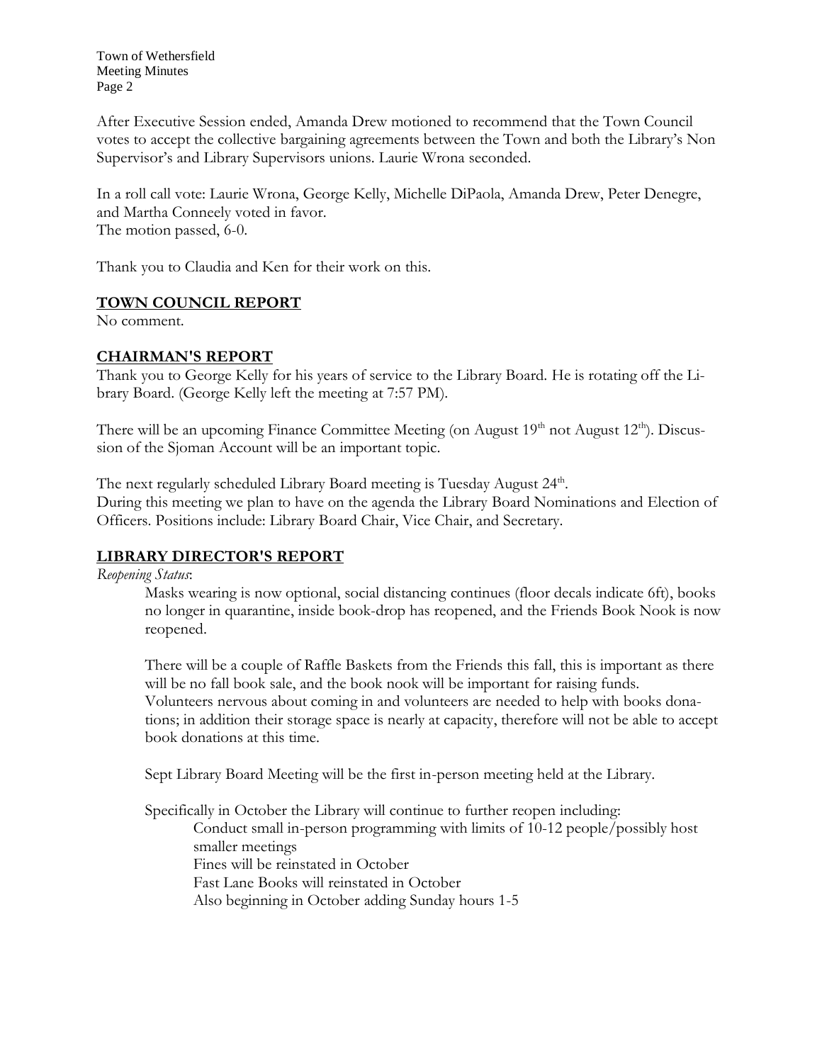After Executive Session ended, Amanda Drew motioned to recommend that the Town Council votes to accept the collective bargaining agreements between the Town and both the Library's Non Supervisor's and Library Supervisors unions. Laurie Wrona seconded.

In a roll call vote: Laurie Wrona, George Kelly, Michelle DiPaola, Amanda Drew, Peter Denegre, and Martha Conneely voted in favor.
The motion passed, 6-0.

Thank you to Claudia and Ken for their work on this.

## TOWN COUNCIL REPORT

No comment.

## CHAIRMAN'S REPORT

Thank you to George Kelly for his years of service to the Library Board. He is rotating off the Library Board. (George Kelly left the meeting at 7:57 PM).

There will be an upcoming Finance Committee Meeting (on August 19th not August 12th). Discussion of the Sjoman Account will be an important topic.

The next regularly scheduled Library Board meeting is Tuesday August 24th.
During this meeting we plan to have on the agenda the Library Board Nominations and Election of Officers. Positions include: Library Board Chair, Vice Chair, and Secretary.

## LIBRARY DIRECTOR'S REPORT

*Reopening Status*:

Masks wearing is now optional, social distancing continues (floor decals indicate 6ft), books no longer in quarantine, inside book-drop has reopened, and the Friends Book Nook is now reopened.

There will be a couple of Raffle Baskets from the Friends this fall, this is important as there will be no fall book sale, and the book nook will be important for raising funds. Volunteers nervous about coming in and volunteers are needed to help with books donations; in addition their storage space is nearly at capacity, therefore will not be able to accept book donations at this time.

Sept Library Board Meeting will be the first in-person meeting held at the Library.

Specifically in October the Library will continue to further reopen including:

- Conduct small in-person programming with limits of 10-12 people/possibly host smaller meetings
- Fines will be reinstated in October
- Fast Lane Books will reinstated in October
- Also beginning in October adding Sunday hours 1-5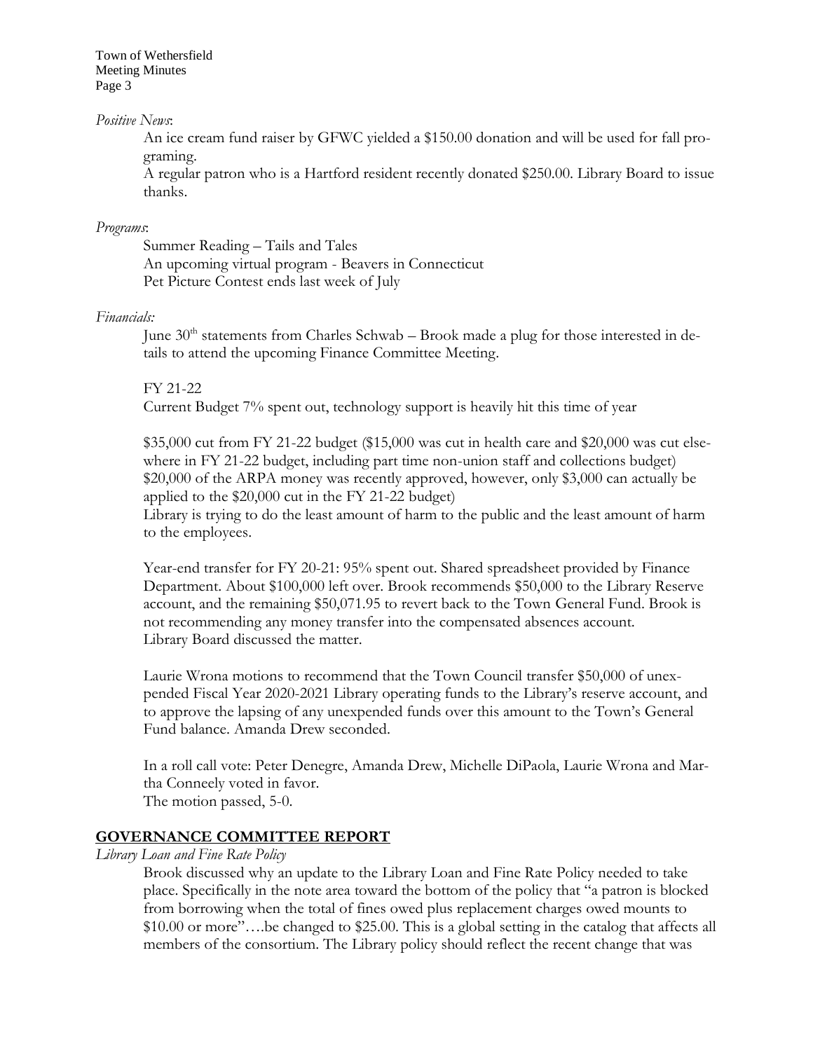*Positive News*:

An ice cream fund raiser by GFWC yielded a $150.00 donation and will be used for fall programing.

A regular patron who is a Hartford resident recently donated $250.00. Library Board to issue thanks.

*Programs*:

Summer Reading – Tails and Tales

An upcoming virtual program - Beavers in Connecticut

Pet Picture Contest ends last week of July

*Financials:*

June 30th statements from Charles Schwab – Brook made a plug for those interested in details to attend the upcoming Finance Committee Meeting.

FY 21-22

Current Budget 7% spent out, technology support is heavily hit this time of year

$35,000 cut from FY 21-22 budget ($15,000 was cut in health care and $20,000 was cut elsewhere in FY 21-22 budget, including part time non-union staff and collections budget) $20,000 of the ARPA money was recently approved, however, only $3,000 can actually be applied to the $20,000 cut in the FY 21-22 budget)

Library is trying to do the least amount of harm to the public and the least amount of harm to the employees.

Year-end transfer for FY 20-21: 95% spent out. Shared spreadsheet provided by Finance Department. About $100,000 left over. Brook recommends $50,000 to the Library Reserve account, and the remaining $50,071.95 to revert back to the Town General Fund. Brook is not recommending any money transfer into the compensated absences account.

Library Board discussed the matter.

Laurie Wrona motions to recommend that the Town Council transfer $50,000 of unexpended Fiscal Year 2020-2021 Library operating funds to the Library's reserve account, and to approve the lapsing of any unexpended funds over this amount to the Town's General Fund balance. Amanda Drew seconded.

In a roll call vote: Peter Denegre, Amanda Drew, Michelle DiPaola, Laurie Wrona and Martha Conneely voted in favor.

The motion passed, 5-0.

## GOVERNANCE COMMITTEE REPORT

*Library Loan and Fine Rate Policy*

Brook discussed why an update to the Library Loan and Fine Rate Policy needed to take place. Specifically in the note area toward the bottom of the policy that "a patron is blocked from borrowing when the total of fines owed plus replacement charges owed mounts to $10.00 or more"….be changed to $25.00. This is a global setting in the catalog that affects all members of the consortium. The Library policy should reflect the recent change that was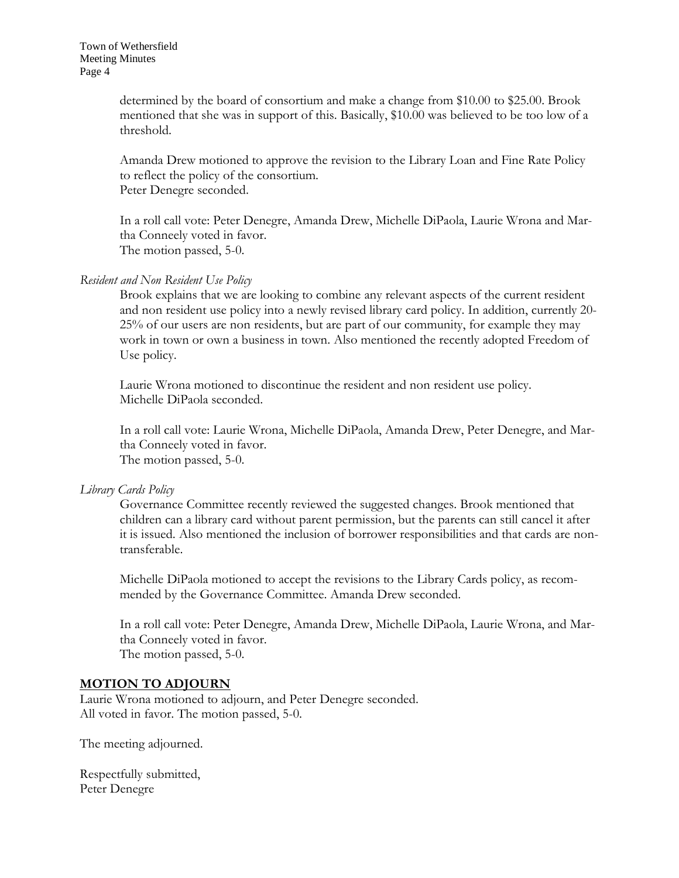determined by the board of consortium and make a change from $10.00 to $25.00. Brook mentioned that she was in support of this. Basically, $10.00 was believed to be too low of a threshold.

Amanda Drew motioned to approve the revision to the Library Loan and Fine Rate Policy to reflect the policy of the consortium.
Peter Denegre seconded.

In a roll call vote: Peter Denegre, Amanda Drew, Michelle DiPaola, Laurie Wrona and Martha Conneely voted in favor.
The motion passed, 5-0.

*Resident and Non Resident Use Policy*

Brook explains that we are looking to combine any relevant aspects of the current resident and non resident use policy into a newly revised library card policy. In addition, currently 20-25% of our users are non residents, but are part of our community, for example they may work in town or own a business in town. Also mentioned the recently adopted Freedom of Use policy.

Laurie Wrona motioned to discontinue the resident and non resident use policy.
Michelle DiPaola seconded.

In a roll call vote: Laurie Wrona, Michelle DiPaola, Amanda Drew, Peter Denegre, and Martha Conneely voted in favor.
The motion passed, 5-0.

*Library Cards Policy*

Governance Committee recently reviewed the suggested changes. Brook mentioned that children can a library card without parent permission, but the parents can still cancel it after it is issued. Also mentioned the inclusion of borrower responsibilities and that cards are non-transferable.

Michelle DiPaola motioned to accept the revisions to the Library Cards policy, as recommended by the Governance Committee. Amanda Drew seconded.

In a roll call vote: Peter Denegre, Amanda Drew, Michelle DiPaola, Laurie Wrona, and Martha Conneely voted in favor.
The motion passed, 5-0.

## MOTION TO ADJOURN

Laurie Wrona motioned to adjourn, and Peter Denegre seconded.
All voted in favor. The motion passed, 5-0.

The meeting adjourned.

Respectfully submitted,
Peter Denegre